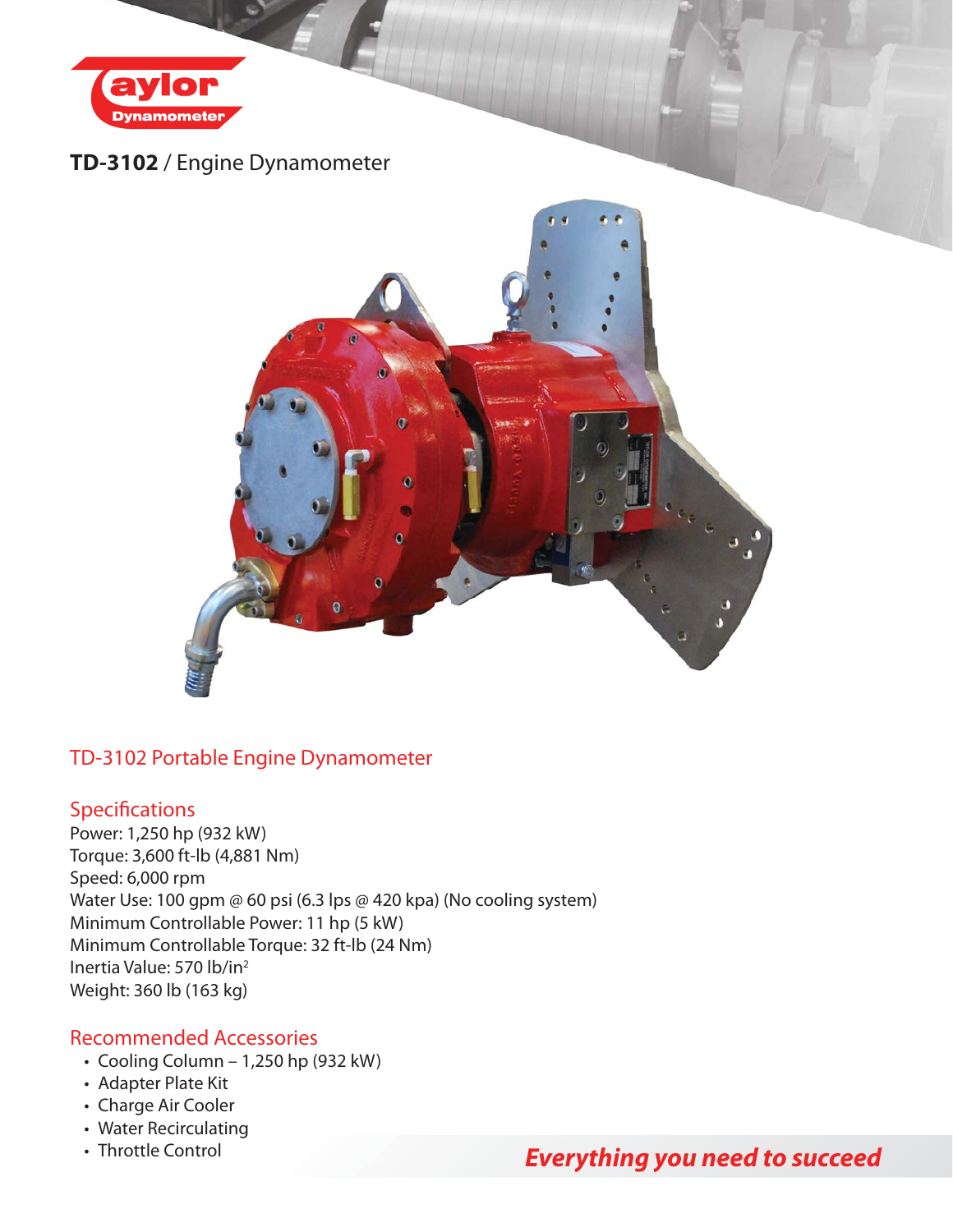# **TD-3102** / Engine Dynamometer

## TD-3102 Portable Engine Dynamometer

### Specifications

Power: 1,250 hp (932 kW)
Torque: 3,600 ft-lb (4,881 Nm)
Speed: 6,000 rpm
Water Use: 100 gpm @ 60 psi (6.3 lps @ 420 kpa) (No cooling system)
Minimum Controllable Power: 11 hp (5 kW)
Minimum Controllable Torque: 32 ft-lb (24 Nm)
Inertia Value: 570 lb/in$^2$
Weight: 360 lb (163 kg)

### Recommended Accessories

- Cooling Column – 1,250 hp (932 kW)
- Adapter Plate Kit
- Charge Air Cooler
- Water Recirculating
- Throttle Control

***Everything you need to succeed***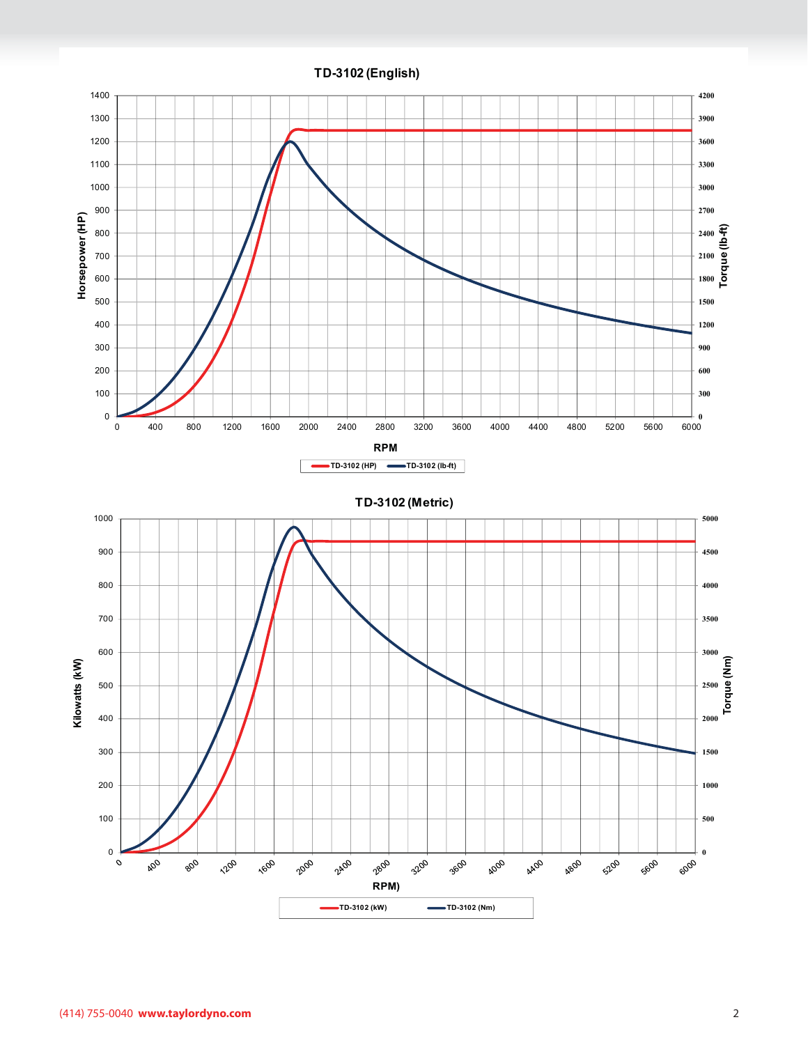## TD-3102 (English)

Horsepower (HP) / Torque (lb-ft) vs. RPM

Legend: TD-3102 (HP), TD-3102 (lb-ft)

## TD-3102 (Metric)

Kilowatts (kW) / Torque (Nm) vs. RPM

Legend: TD-3102 (kW), TD-3102 (Nm)

(414) 755-0040 **www.taylordyno.com**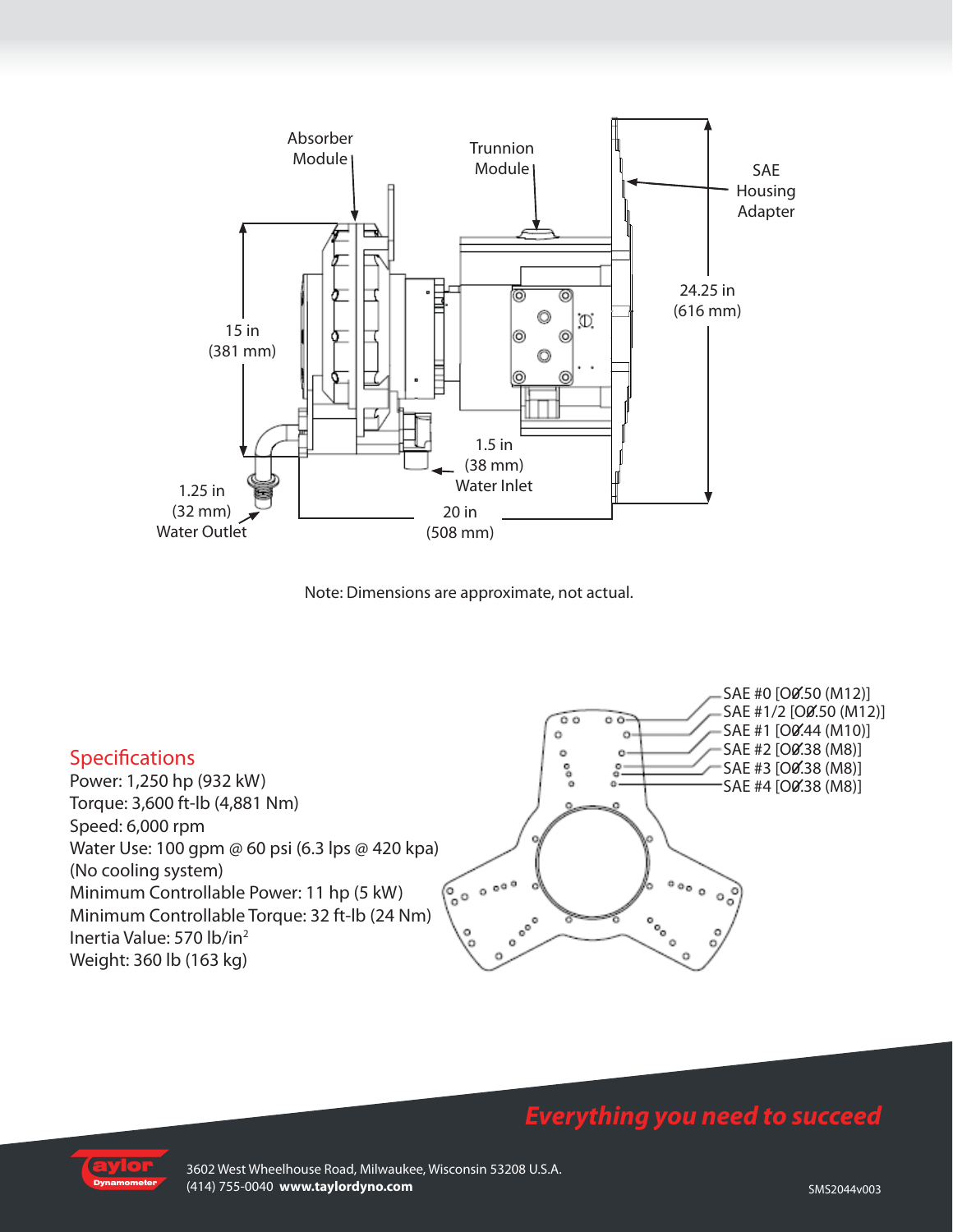Absorber Module

Trunnion Module

SAE Housing Adapter

15 in
(381 mm)

24.25 in
(616 mm)

1.5 in
(38 mm)
Water Inlet

1.25 in
(32 mm)
Water Outlet

20 in
(508 mm)

Note: Dimensions are approximate, not actual.

SAE #0 [OØ.50 (M12)]
SAE #1/2 [OØ.50 (M12)]
SAE #1 [OØ.44 (M10)]
SAE #2 [OØ.38 (M8)]
SAE #3 [OØ.38 (M8)]
SAE #4 [OØ.38 (M8)]

## Specifications

Power: 1,250 hp (932 kW)
Torque: 3,600 ft-lb (4,881 Nm)
Speed: 6,000 rpm
Water Use: 100 gpm @ 60 psi (6.3 lps @ 420 kpa)
(No cooling system)
Minimum Controllable Power: 11 hp (5 kW)
Minimum Controllable Torque: 32 ft-lb (24 Nm)
Inertia Value: 570 lb/in$^2$
Weight: 360 lb (163 kg)

***Everything you need to succeed***

Taylor Dynamometer

3602 West Wheelhouse Road, Milwaukee, Wisconsin 53208 U.S.A.
(414) 755-0040 **www.taylordyno.com**

SMS2044v003